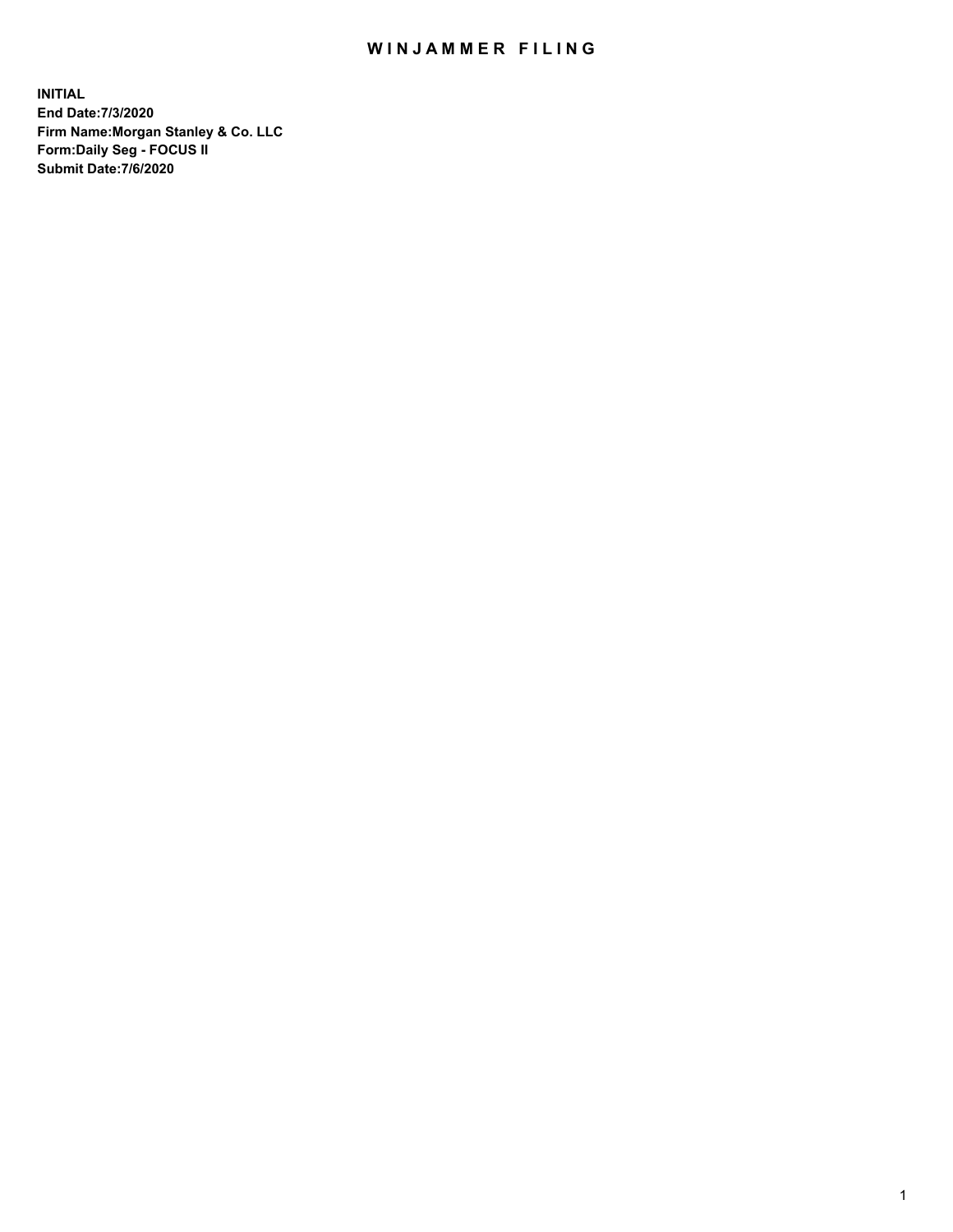# WINJAMMER FILING

**INITIAL**
**End Date:7/3/2020**
**Firm Name:Morgan Stanley & Co. LLC**
**Form:Daily Seg - FOCUS II**
**Submit Date:7/6/2020**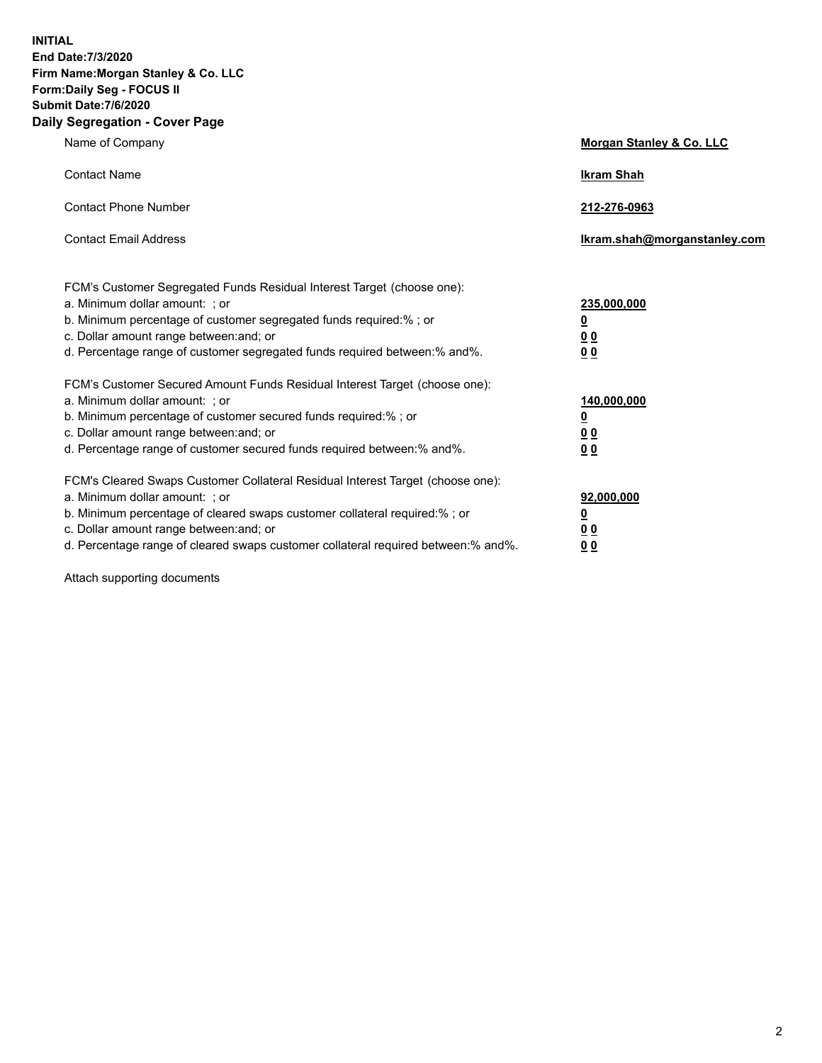**INITIAL**
**End Date:7/3/2020**
**Firm Name:Morgan Stanley & Co. LLC**
**Form:Daily Seg - FOCUS II**
**Submit Date:7/6/2020**

## Daily Segregation - Cover Page

| | |
|---|---|
| Name of Company | **Morgan Stanley & Co. LLC** |
| Contact Name | **Ikram Shah** |
| Contact Phone Number | **212-276-0963** |
| Contact Email Address | **Ikram.shah@morganstanley.com** |

| | |
|---|---|
| FCM's Customer Segregated Funds Residual Interest Target (choose one): | |
| a. Minimum dollar amount: ; or | **235,000,000** |
| b. Minimum percentage of customer segregated funds required:% ; or | **0** |
| c. Dollar amount range between:and; or | **0 0** |
| d. Percentage range of customer segregated funds required between:% and%. | **0 0** |
| FCM's Customer Secured Amount Funds Residual Interest Target (choose one): | |
| a. Minimum dollar amount: ; or | **140,000,000** |
| b. Minimum percentage of customer secured funds required:% ; or | **0** |
| c. Dollar amount range between:and; or | **0 0** |
| d. Percentage range of customer secured funds required between:% and%. | **0 0** |
| FCM's Cleared Swaps Customer Collateral Residual Interest Target (choose one): | |
| a. Minimum dollar amount: ; or | **92,000,000** |
| b. Minimum percentage of cleared swaps customer collateral required:% ; or | **0** |
| c. Dollar amount range between:and; or | **0 0** |
| d. Percentage range of cleared swaps customer collateral required between:% and%. | **0 0** |

Attach supporting documents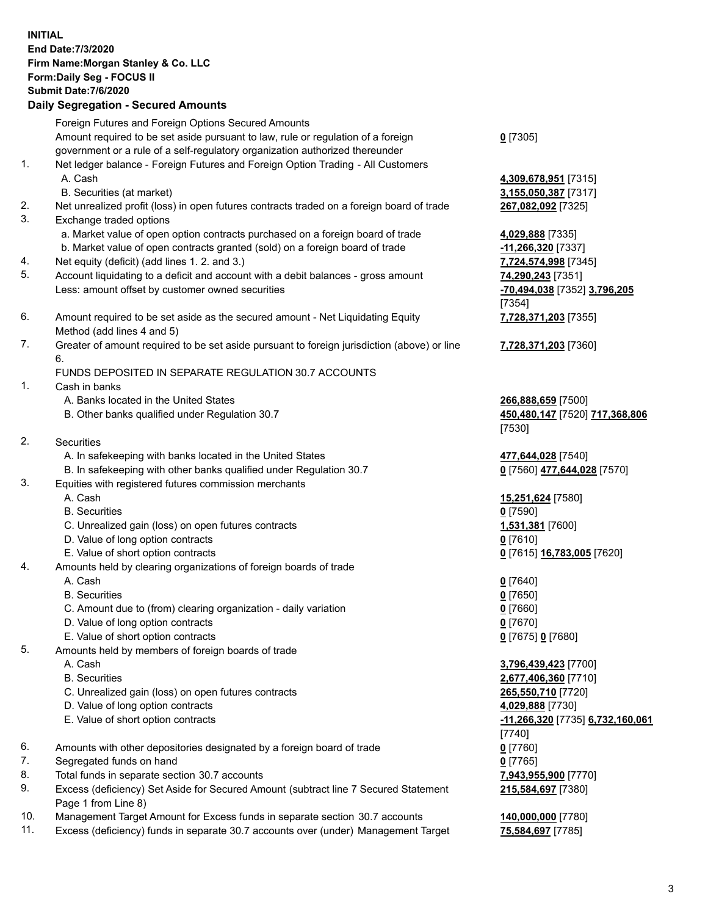**INITIAL**
**End Date:7/3/2020**
**Firm Name:Morgan Stanley & Co. LLC**
**Form:Daily Seg - FOCUS II**
**Submit Date:7/6/2020**

### Daily Segregation - Secured Amounts

| | | |
|---|---|---|
| | Foreign Futures and Foreign Options Secured Amounts | |
| | Amount required to be set aside pursuant to law, rule or regulation of a foreign government or a rule of a self-regulatory organization authorized thereunder | **0** [7305] |
| 1. | Net ledger balance - Foreign Futures and Foreign Option Trading - All Customers | |
| | A. Cash | **4,309,678,951** [7315] |
| | B. Securities (at market) | **3,155,050,387** [7317] |
| 2. | Net unrealized profit (loss) in open futures contracts traded on a foreign board of trade | **267,082,092** [7325] |
| 3. | Exchange traded options | |
| | a. Market value of open option contracts purchased on a foreign board of trade | **4,029,888** [7335] |
| | b. Market value of open contracts granted (sold) on a foreign board of trade | **-11,266,320** [7337] |
| 4. | Net equity (deficit) (add lines 1. 2. and 3.) | **7,724,574,998** [7345] |
| 5. | Account liquidating to a deficit and account with a debit balances - gross amount | **74,290,243** [7351] |
| | Less: amount offset by customer owned securities | **-70,494,038** [7352] **3,796,205** [7354] |
| 6. | Amount required to be set aside as the secured amount - Net Liquidating Equity Method (add lines 4 and 5) | **7,728,371,203** [7355] |
| 7. | Greater of amount required to be set aside pursuant to foreign jurisdiction (above) or line 6. | **7,728,371,203** [7360] |
| | FUNDS DEPOSITED IN SEPARATE REGULATION 30.7 ACCOUNTS | |
| 1. | Cash in banks | |
| | A. Banks located in the United States | **266,888,659** [7500] |
| | B. Other banks qualified under Regulation 30.7 | **450,480,147** [7520] **717,368,806** [7530] |
| 2. | Securities | |
| | A. In safekeeping with banks located in the United States | **477,644,028** [7540] |
| | B. In safekeeping with other banks qualified under Regulation 30.7 | **0** [7560] **477,644,028** [7570] |
| 3. | Equities with registered futures commission merchants | |
| | A. Cash | **15,251,624** [7580] |
| | B. Securities | **0** [7590] |
| | C. Unrealized gain (loss) on open futures contracts | **1,531,381** [7600] |
| | D. Value of long option contracts | **0** [7610] |
| | E. Value of short option contracts | **0** [7615] **16,783,005** [7620] |
| 4. | Amounts held by clearing organizations of foreign boards of trade | |
| | A. Cash | **0** [7640] |
| | B. Securities | **0** [7650] |
| | C. Amount due to (from) clearing organization - daily variation | **0** [7660] |
| | D. Value of long option contracts | **0** [7670] |
| | E. Value of short option contracts | **0** [7675] **0** [7680] |
| 5. | Amounts held by members of foreign boards of trade | |
| | A. Cash | **3,796,439,423** [7700] |
| | B. Securities | **2,677,406,360** [7710] |
| | C. Unrealized gain (loss) on open futures contracts | **265,550,710** [7720] |
| | D. Value of long option contracts | **4,029,888** [7730] |
| | E. Value of short option contracts | **-11,266,320** [7735] **6,732,160,061** [7740] |
| 6. | Amounts with other depositories designated by a foreign board of trade | **0** [7760] |
| 7. | Segregated funds on hand | **0** [7765] |
| 8. | Total funds in separate section 30.7 accounts | **7,943,955,900** [7770] |
| 9. | Excess (deficiency) Set Aside for Secured Amount (subtract line 7 Secured Statement Page 1 from Line 8) | **215,584,697** [7380] |
| 10. | Management Target Amount for Excess funds in separate section 30.7 accounts | **140,000,000** [7780] |
| 11. | Excess (deficiency) funds in separate 30.7 accounts over (under) Management Target | **75,584,697** [7785] |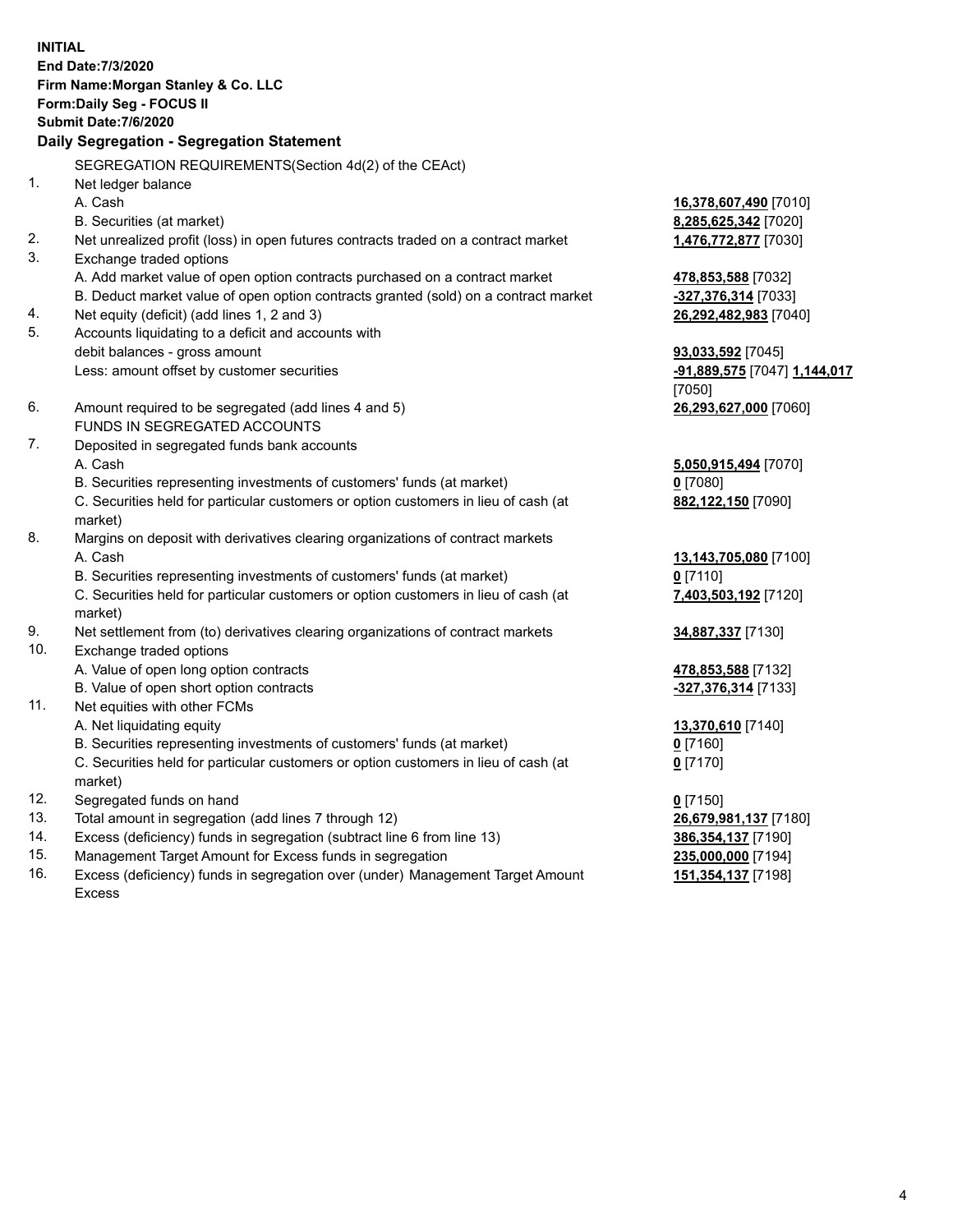**INITIAL**
**End Date:7/3/2020**
**Firm Name:Morgan Stanley & Co. LLC**
**Form:Daily Seg - FOCUS II**
**Submit Date:7/6/2020**

**Daily Segregation - Segregation Statement**

| | | |
|---|---|---|
| | SEGREGATION REQUIREMENTS(Section 4d(2) of the CEAct) | |
| 1. | Net ledger balance | |
| | A. Cash | **16,378,607,490** [7010] |
| | B. Securities (at market) | **8,285,625,342** [7020] |
| 2. | Net unrealized profit (loss) in open futures contracts traded on a contract market | **1,476,772,877** [7030] |
| 3. | Exchange traded options | |
| | A. Add market value of open option contracts purchased on a contract market | **478,853,588** [7032] |
| | B. Deduct market value of open option contracts granted (sold) on a contract market | **-327,376,314** [7033] |
| 4. | Net equity (deficit) (add lines 1, 2 and 3) | **26,292,482,983** [7040] |
| 5. | Accounts liquidating to a deficit and accounts with debit balances - gross amount | **93,033,592** [7045] |
| | Less: amount offset by customer securities | **-91,889,575** [7047] **1,144,017** [7050] |
| 6. | Amount required to be segregated (add lines 4 and 5) | **26,293,627,000** [7060] |
| | FUNDS IN SEGREGATED ACCOUNTS | |
| 7. | Deposited in segregated funds bank accounts | |
| | A. Cash | **5,050,915,494** [7070] |
| | B. Securities representing investments of customers' funds (at market) | **0** [7080] |
| | C. Securities held for particular customers or option customers in lieu of cash (at market) | **882,122,150** [7090] |
| 8. | Margins on deposit with derivatives clearing organizations of contract markets | |
| | A. Cash | **13,143,705,080** [7100] |
| | B. Securities representing investments of customers' funds (at market) | **0** [7110] |
| | C. Securities held for particular customers or option customers in lieu of cash (at market) | **7,403,503,192** [7120] |
| 9. | Net settlement from (to) derivatives clearing organizations of contract markets | **34,887,337** [7130] |
| 10. | Exchange traded options | |
| | A. Value of open long option contracts | **478,853,588** [7132] |
| | B. Value of open short option contracts | **-327,376,314** [7133] |
| 11. | Net equities with other FCMs | |
| | A. Net liquidating equity | **13,370,610** [7140] |
| | B. Securities representing investments of customers' funds (at market) | **0** [7160] |
| | C. Securities held for particular customers or option customers in lieu of cash (at market) | **0** [7170] |
| 12. | Segregated funds on hand | **0** [7150] |
| 13. | Total amount in segregation (add lines 7 through 12) | **26,679,981,137** [7180] |
| 14. | Excess (deficiency) funds in segregation (subtract line 6 from line 13) | **386,354,137** [7190] |
| 15. | Management Target Amount for Excess funds in segregation | **235,000,000** [7194] |
| 16. | Excess (deficiency) funds in segregation over (under) Management Target Amount Excess | **151,354,137** [7198] |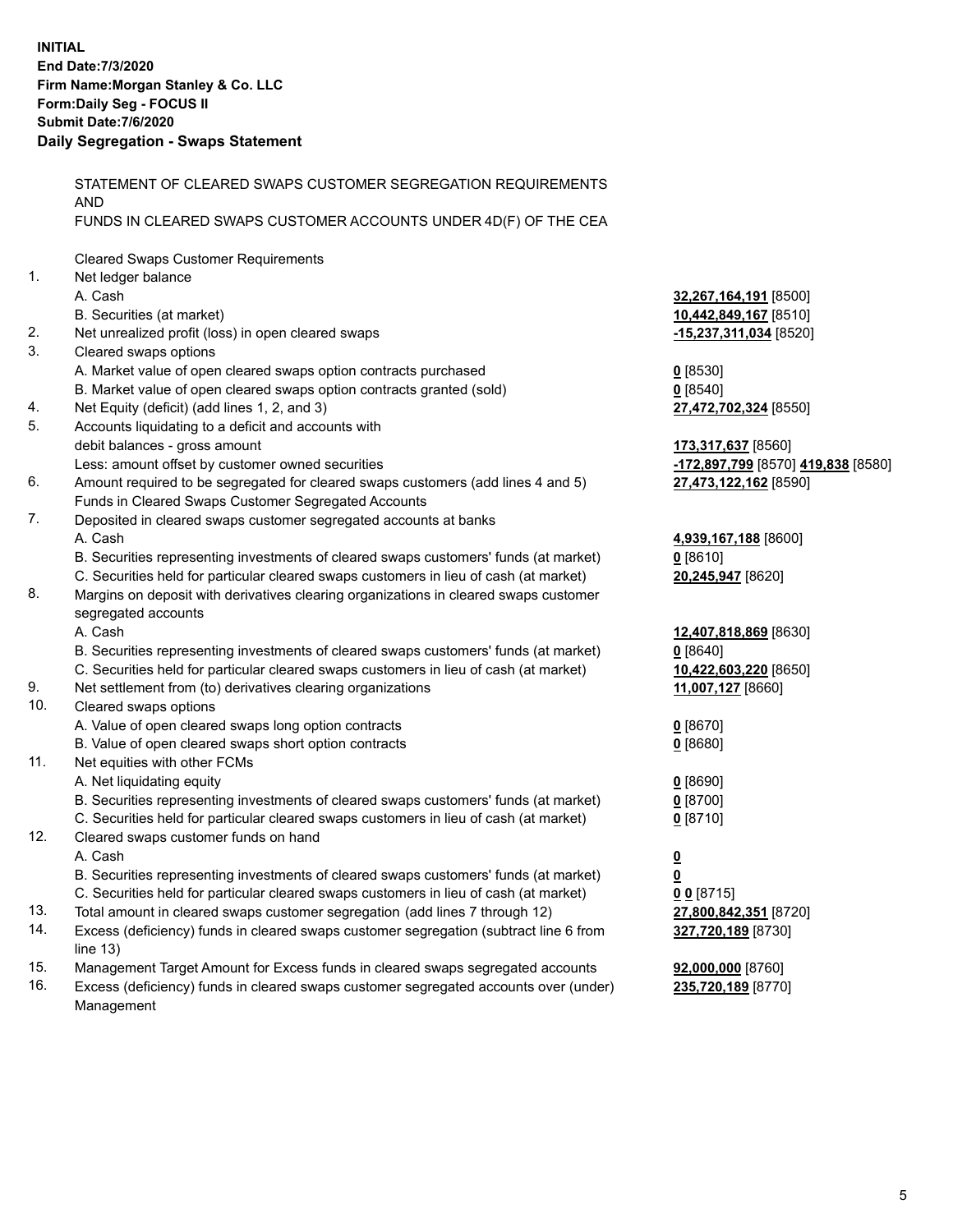**INITIAL**
**End Date:7/3/2020**
**Firm Name:Morgan Stanley & Co. LLC**
**Form:Daily Seg - FOCUS II**
**Submit Date:7/6/2020**
**Daily Segregation - Swaps Statement**

STATEMENT OF CLEARED SWAPS CUSTOMER SEGREGATION REQUIREMENTS AND FUNDS IN CLEARED SWAPS CUSTOMER ACCOUNTS UNDER 4D(F) OF THE CEA

| | | |
|---|---|---|
| | Cleared Swaps Customer Requirements | |
| 1. | Net ledger balance | |
| | A. Cash | **32,267,164,191** [8500] |
| | B. Securities (at market) | **10,442,849,167** [8510] |
| 2. | Net unrealized profit (loss) in open cleared swaps | **-15,237,311,034** [8520] |
| 3. | Cleared swaps options | |
| | A. Market value of open cleared swaps option contracts purchased | **0** [8530] |
| | B. Market value of open cleared swaps option contracts granted (sold) | **0** [8540] |
| 4. | Net Equity (deficit) (add lines 1, 2, and 3) | **27,472,702,324** [8550] |
| 5. | Accounts liquidating to a deficit and accounts with debit balances - gross amount | **173,317,637** [8560] |
| | Less: amount offset by customer owned securities | **-172,897,799** [8570] **419,838** [8580] |
| 6. | Amount required to be segregated for cleared swaps customers (add lines 4 and 5) | **27,473,122,162** [8590] |
| | Funds in Cleared Swaps Customer Segregated Accounts | |
| 7. | Deposited in cleared swaps customer segregated accounts at banks | |
| | A. Cash | **4,939,167,188** [8600] |
| | B. Securities representing investments of cleared swaps customers' funds (at market) | **0** [8610] |
| | C. Securities held for particular cleared swaps customers in lieu of cash (at market) | **20,245,947** [8620] |
| 8. | Margins on deposit with derivatives clearing organizations in cleared swaps customer segregated accounts | |
| | A. Cash | **12,407,818,869** [8630] |
| | B. Securities representing investments of cleared swaps customers' funds (at market) | **0** [8640] |
| | C. Securities held for particular cleared swaps customers in lieu of cash (at market) | **10,422,603,220** [8650] |
| 9. | Net settlement from (to) derivatives clearing organizations | **11,007,127** [8660] |
| 10. | Cleared swaps options | |
| | A. Value of open cleared swaps long option contracts | **0** [8670] |
| | B. Value of open cleared swaps short option contracts | **0** [8680] |
| 11. | Net equities with other FCMs | |
| | A. Net liquidating equity | **0** [8690] |
| | B. Securities representing investments of cleared swaps customers' funds (at market) | **0** [8700] |
| | C. Securities held for particular cleared swaps customers in lieu of cash (at market) | **0** [8710] |
| 12. | Cleared swaps customer funds on hand | |
| | A. Cash | **0** |
| | B. Securities representing investments of cleared swaps customers' funds (at market) | **0** |
| | C. Securities held for particular cleared swaps customers in lieu of cash (at market) | **0** **0** [8715] |
| 13. | Total amount in cleared swaps customer segregation (add lines 7 through 12) | **27,800,842,351** [8720] |
| 14. | Excess (deficiency) funds in cleared swaps customer segregation (subtract line 6 from line 13) | **327,720,189** [8730] |
| 15. | Management Target Amount for Excess funds in cleared swaps segregated accounts | **92,000,000** [8760] |
| 16. | Excess (deficiency) funds in cleared swaps customer segregated accounts over (under) Management | **235,720,189** [8770] |